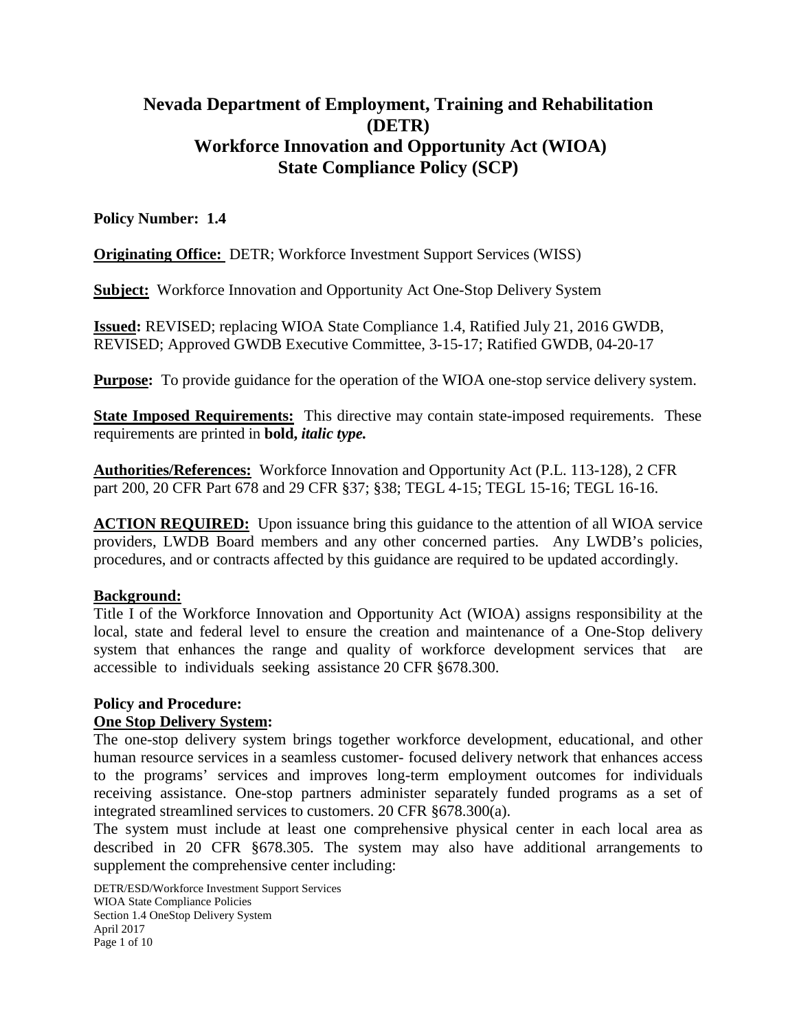# Nevada Department of Employment, Training and Rehabilitation (DETR)
# Workforce Innovation and Opportunity Act (WIOA)
# State Compliance Policy (SCP)

**Policy Number: 1.4**

**Originating Office:** DETR; Workforce Investment Support Services (WISS)

**Subject:** Workforce Innovation and Opportunity Act One-Stop Delivery System

**Issued:** REVISED; replacing WIOA State Compliance 1.4, Ratified July 21, 2016 GWDB, REVISED; Approved GWDB Executive Committee, 3-15-17; Ratified GWDB, 04-20-17

**Purpose:** To provide guidance for the operation of the WIOA one-stop service delivery system.

**State Imposed Requirements:** This directive may contain state-imposed requirements. These requirements are printed in **bold,** ***italic type.***

**Authorities/References:** Workforce Innovation and Opportunity Act (P.L. 113-128), 2 CFR part 200, 20 CFR Part 678 and 29 CFR §37; §38; TEGL 4-15; TEGL 15-16; TEGL 16-16.

**ACTION REQUIRED:** Upon issuance bring this guidance to the attention of all WIOA service providers, LWDB Board members and any other concerned parties. Any LWDB's policies, procedures, and or contracts affected by this guidance are required to be updated accordingly.

**Background:**

Title I of the Workforce Innovation and Opportunity Act (WIOA) assigns responsibility at the local, state and federal level to ensure the creation and maintenance of a One-Stop delivery system that enhances the range and quality of workforce development services that are accessible to individuals seeking assistance 20 CFR §678.300.

**Policy and Procedure:**

**One Stop Delivery System:**

The one-stop delivery system brings together workforce development, educational, and other human resource services in a seamless customer- focused delivery network that enhances access to the programs' services and improves long-term employment outcomes for individuals receiving assistance. One-stop partners administer separately funded programs as a set of integrated streamlined services to customers. 20 CFR §678.300(a).

The system must include at least one comprehensive physical center in each local area as described in 20 CFR §678.305. The system may also have additional arrangements to supplement the comprehensive center including: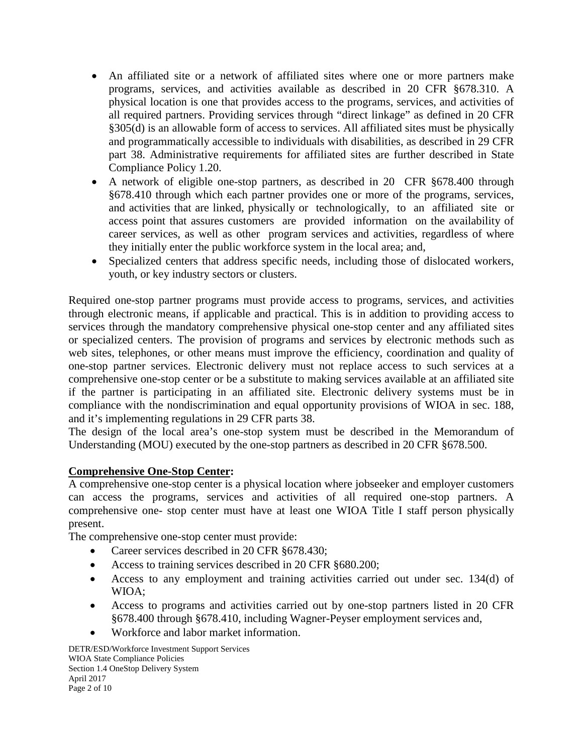- An affiliated site or a network of affiliated sites where one or more partners make programs, services, and activities available as described in 20 CFR §678.310. A physical location is one that provides access to the programs, services, and activities of all required partners. Providing services through "direct linkage" as defined in 20 CFR §305(d) is an allowable form of access to services. All affiliated sites must be physically and programmatically accessible to individuals with disabilities, as described in 29 CFR part 38. Administrative requirements for affiliated sites are further described in State Compliance Policy 1.20.
- A network of eligible one-stop partners, as described in 20 CFR §678.400 through §678.410 through which each partner provides one or more of the programs, services, and activities that are linked, physically or technologically, to an affiliated site or access point that assures customers are provided information on the availability of career services, as well as other program services and activities, regardless of where they initially enter the public workforce system in the local area; and,
- Specialized centers that address specific needs, including those of dislocated workers, youth, or key industry sectors or clusters.

Required one-stop partner programs must provide access to programs, services, and activities through electronic means, if applicable and practical. This is in addition to providing access to services through the mandatory comprehensive physical one-stop center and any affiliated sites or specialized centers. The provision of programs and services by electronic methods such as web sites, telephones, or other means must improve the efficiency, coordination and quality of one-stop partner services. Electronic delivery must not replace access to such services at a comprehensive one-stop center or be a substitute to making services available at an affiliated site if the partner is participating in an affiliated site. Electronic delivery systems must be in compliance with the nondiscrimination and equal opportunity provisions of WIOA in sec. 188, and it's implementing regulations in 29 CFR parts 38.

The design of the local area's one-stop system must be described in the Memorandum of Understanding (MOU) executed by the one-stop partners as described in 20 CFR §678.500.

**Comprehensive One-Stop Center:**

A comprehensive one-stop center is a physical location where jobseeker and employer customers can access the programs, services and activities of all required one-stop partners. A comprehensive one- stop center must have at least one WIOA Title I staff person physically present.

The comprehensive one-stop center must provide:

- Career services described in 20 CFR §678.430;
- Access to training services described in 20 CFR §680.200;
- Access to any employment and training activities carried out under sec. 134(d) of WIOA;
- Access to programs and activities carried out by one-stop partners listed in 20 CFR §678.400 through §678.410, including Wagner-Peyser employment services and,
- Workforce and labor market information.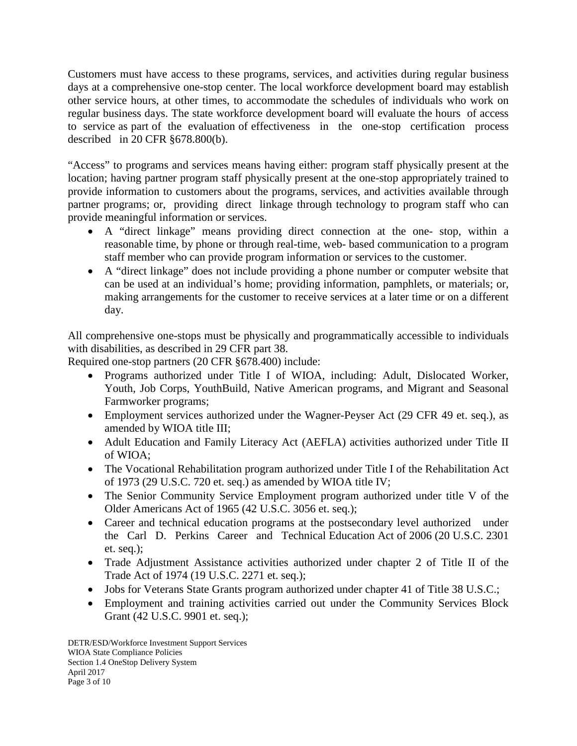Customers must have access to these programs, services, and activities during regular business days at a comprehensive one-stop center. The local workforce development board may establish other service hours, at other times, to accommodate the schedules of individuals who work on regular business days. The state workforce development board will evaluate the hours of access to service as part of the evaluation of effectiveness in the one-stop certification process described in 20 CFR §678.800(b).

"Access" to programs and services means having either: program staff physically present at the location; having partner program staff physically present at the one-stop appropriately trained to provide information to customers about the programs, services, and activities available through partner programs; or, providing direct linkage through technology to program staff who can provide meaningful information or services.

- A "direct linkage" means providing direct connection at the one- stop, within a reasonable time, by phone or through real-time, web- based communication to a program staff member who can provide program information or services to the customer.
- A "direct linkage" does not include providing a phone number or computer website that can be used at an individual's home; providing information, pamphlets, or materials; or, making arrangements for the customer to receive services at a later time or on a different day.

All comprehensive one-stops must be physically and programmatically accessible to individuals with disabilities, as described in 29 CFR part 38.

Required one-stop partners (20 CFR §678.400) include:

- Programs authorized under Title I of WIOA, including: Adult, Dislocated Worker, Youth, Job Corps, YouthBuild, Native American programs, and Migrant and Seasonal Farmworker programs;
- Employment services authorized under the Wagner-Peyser Act (29 CFR 49 et. seq.), as amended by WIOA title III;
- Adult Education and Family Literacy Act (AEFLA) activities authorized under Title II of WIOA;
- The Vocational Rehabilitation program authorized under Title I of the Rehabilitation Act of 1973 (29 U.S.C. 720 et. seq.) as amended by WIOA title IV;
- The Senior Community Service Employment program authorized under title V of the Older Americans Act of 1965 (42 U.S.C. 3056 et. seq.);
- Career and technical education programs at the postsecondary level authorized under the Carl D. Perkins Career and Technical Education Act of 2006 (20 U.S.C. 2301 et. seq.);
- Trade Adjustment Assistance activities authorized under chapter 2 of Title II of the Trade Act of 1974 (19 U.S.C. 2271 et. seq.);
- Jobs for Veterans State Grants program authorized under chapter 41 of Title 38 U.S.C.;
- Employment and training activities carried out under the Community Services Block Grant (42 U.S.C. 9901 et. seq.);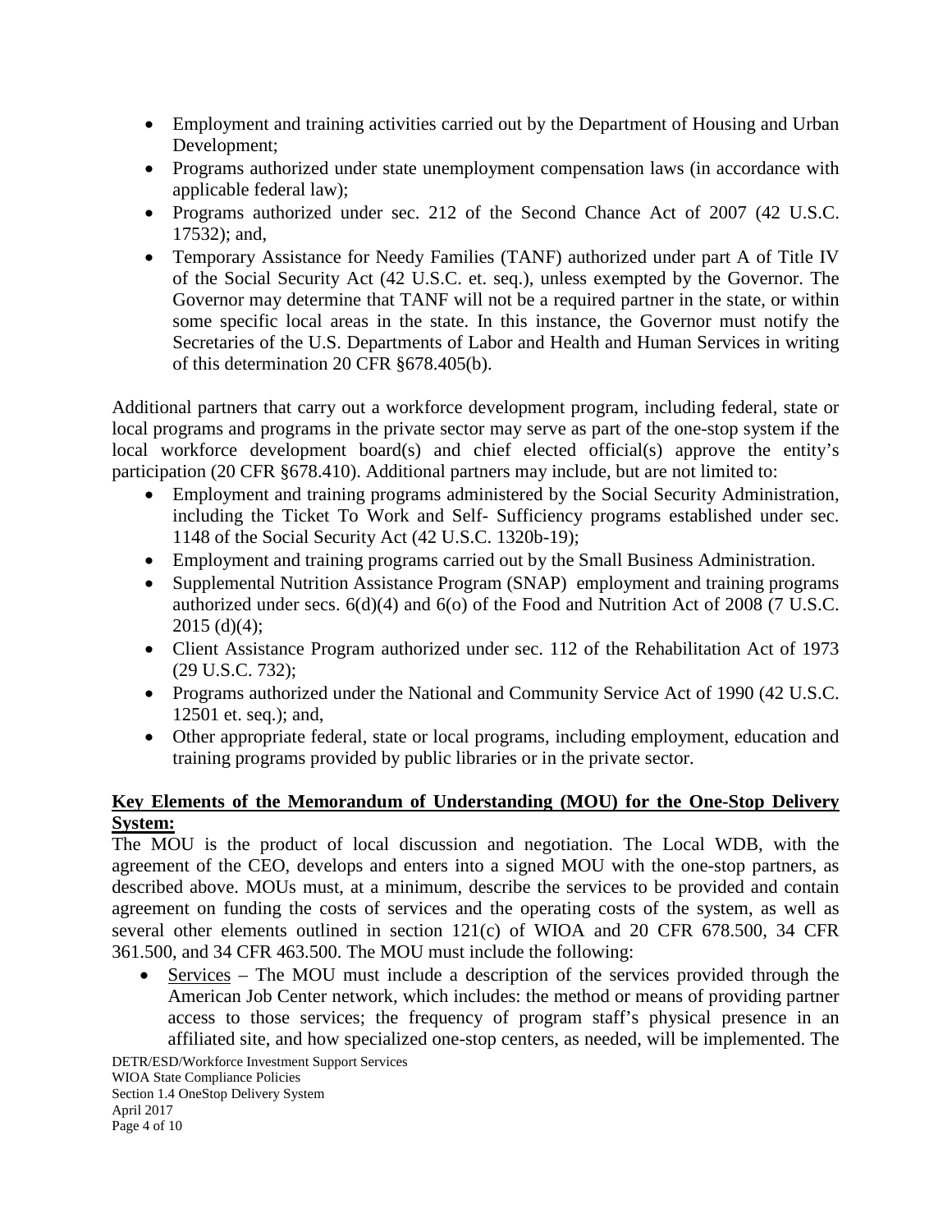- Employment and training activities carried out by the Department of Housing and Urban Development;
- Programs authorized under state unemployment compensation laws (in accordance with applicable federal law);
- Programs authorized under sec. 212 of the Second Chance Act of 2007 (42 U.S.C. 17532); and,
- Temporary Assistance for Needy Families (TANF) authorized under part A of Title IV of the Social Security Act (42 U.S.C. et. seq.), unless exempted by the Governor. The Governor may determine that TANF will not be a required partner in the state, or within some specific local areas in the state. In this instance, the Governor must notify the Secretaries of the U.S. Departments of Labor and Health and Human Services in writing of this determination 20 CFR §678.405(b).

Additional partners that carry out a workforce development program, including federal, state or local programs and programs in the private sector may serve as part of the one-stop system if the local workforce development board(s) and chief elected official(s) approve the entity's participation (20 CFR §678.410). Additional partners may include, but are not limited to:

- Employment and training programs administered by the Social Security Administration, including the Ticket To Work and Self- Sufficiency programs established under sec. 1148 of the Social Security Act (42 U.S.C. 1320b-19);
- Employment and training programs carried out by the Small Business Administration.
- Supplemental Nutrition Assistance Program (SNAP) employment and training programs authorized under secs. 6(d)(4) and 6(o) of the Food and Nutrition Act of 2008 (7 U.S.C. 2015 (d)(4);
- Client Assistance Program authorized under sec. 112 of the Rehabilitation Act of 1973 (29 U.S.C. 732);
- Programs authorized under the National and Community Service Act of 1990 (42 U.S.C. 12501 et. seq.); and,
- Other appropriate federal, state or local programs, including employment, education and training programs provided by public libraries or in the private sector.

**Key Elements of the Memorandum of Understanding (MOU) for the One-Stop Delivery System:**

The MOU is the product of local discussion and negotiation. The Local WDB, with the agreement of the CEO, develops and enters into a signed MOU with the one-stop partners, as described above. MOUs must, at a minimum, describe the services to be provided and contain agreement on funding the costs of services and the operating costs of the system, as well as several other elements outlined in section 121(c) of WIOA and 20 CFR 678.500, 34 CFR 361.500, and 34 CFR 463.500. The MOU must include the following:

- Services – The MOU must include a description of the services provided through the American Job Center network, which includes: the method or means of providing partner access to those services; the frequency of program staff's physical presence in an affiliated site, and how specialized one-stop centers, as needed, will be implemented. The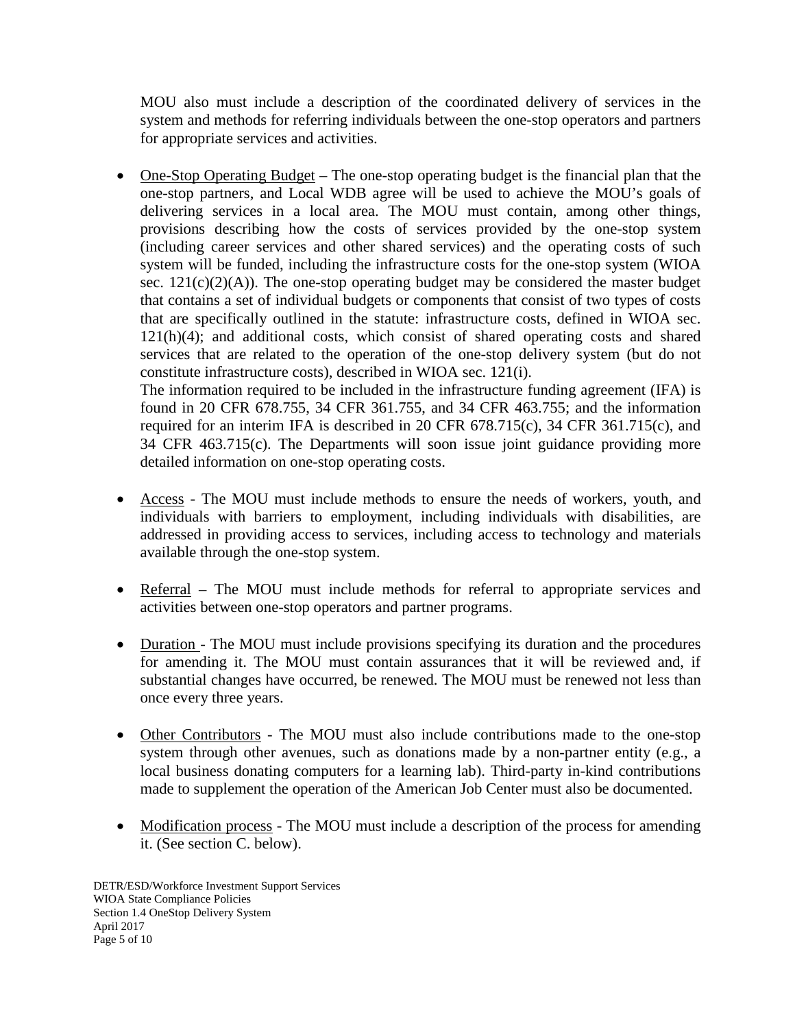MOU also must include a description of the coordinated delivery of services in the system and methods for referring individuals between the one-stop operators and partners for appropriate services and activities.

- One-Stop Operating Budget – The one-stop operating budget is the financial plan that the one-stop partners, and Local WDB agree will be used to achieve the MOU's goals of delivering services in a local area. The MOU must contain, among other things, provisions describing how the costs of services provided by the one-stop system (including career services and other shared services) and the operating costs of such system will be funded, including the infrastructure costs for the one-stop system (WIOA sec. 121(c)(2)(A)). The one-stop operating budget may be considered the master budget that contains a set of individual budgets or components that consist of two types of costs that are specifically outlined in the statute: infrastructure costs, defined in WIOA sec. 121(h)(4); and additional costs, which consist of shared operating costs and shared services that are related to the operation of the one-stop delivery system (but do not constitute infrastructure costs), described in WIOA sec. 121(i).
  The information required to be included in the infrastructure funding agreement (IFA) is found in 20 CFR 678.755, 34 CFR 361.755, and 34 CFR 463.755; and the information required for an interim IFA is described in 20 CFR 678.715(c), 34 CFR 361.715(c), and 34 CFR 463.715(c). The Departments will soon issue joint guidance providing more detailed information on one-stop operating costs.

- Access - The MOU must include methods to ensure the needs of workers, youth, and individuals with barriers to employment, including individuals with disabilities, are addressed in providing access to services, including access to technology and materials available through the one-stop system.

- Referral – The MOU must include methods for referral to appropriate services and activities between one-stop operators and partner programs.

- Duration - The MOU must include provisions specifying its duration and the procedures for amending it. The MOU must contain assurances that it will be reviewed and, if substantial changes have occurred, be renewed. The MOU must be renewed not less than once every three years.

- Other Contributors - The MOU must also include contributions made to the one-stop system through other avenues, such as donations made by a non-partner entity (e.g., a local business donating computers for a learning lab). Third-party in-kind contributions made to supplement the operation of the American Job Center must also be documented.

- Modification process - The MOU must include a description of the process for amending it. (See section C. below).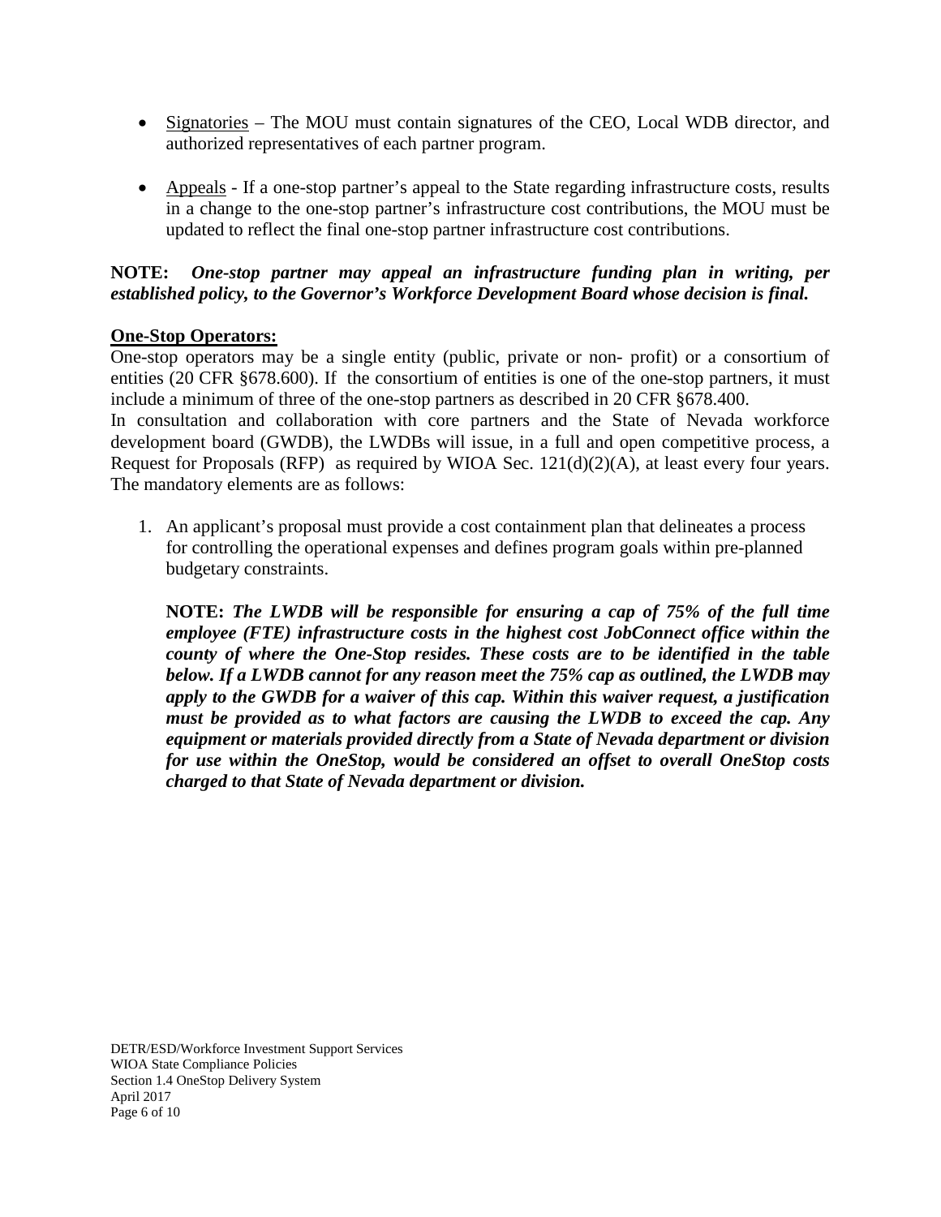- Signatories – The MOU must contain signatures of the CEO, Local WDB director, and authorized representatives of each partner program.

- Appeals - If a one-stop partner's appeal to the State regarding infrastructure costs, results in a change to the one-stop partner's infrastructure cost contributions, the MOU must be updated to reflect the final one-stop partner infrastructure cost contributions.

**NOTE:** ***One-stop partner may appeal an infrastructure funding plan in writing, per established policy, to the Governor's Workforce Development Board whose decision is final.***

**One-Stop Operators:**

One-stop operators may be a single entity (public, private or non- profit) or a consortium of entities (20 CFR §678.600). If the consortium of entities is one of the one-stop partners, it must include a minimum of three of the one-stop partners as described in 20 CFR §678.400.

In consultation and collaboration with core partners and the State of Nevada workforce development board (GWDB), the LWDBs will issue, in a full and open competitive process, a Request for Proposals (RFP) as required by WIOA Sec. 121(d)(2)(A), at least every four years. The mandatory elements are as follows:

1. An applicant's proposal must provide a cost containment plan that delineates a process for controlling the operational expenses and defines program goals within pre-planned budgetary constraints.

   **NOTE:** ***The LWDB will be responsible for ensuring a cap of 75% of the full time employee (FTE) infrastructure costs in the highest cost JobConnect office within the county of where the One-Stop resides. These costs are to be identified in the table below. If a LWDB cannot for any reason meet the 75% cap as outlined, the LWDB may apply to the GWDB for a waiver of this cap. Within this waiver request, a justification must be provided as to what factors are causing the LWDB to exceed the cap. Any equipment or materials provided directly from a State of Nevada department or division for use within the OneStop, would be considered an offset to overall OneStop costs charged to that State of Nevada department or division.***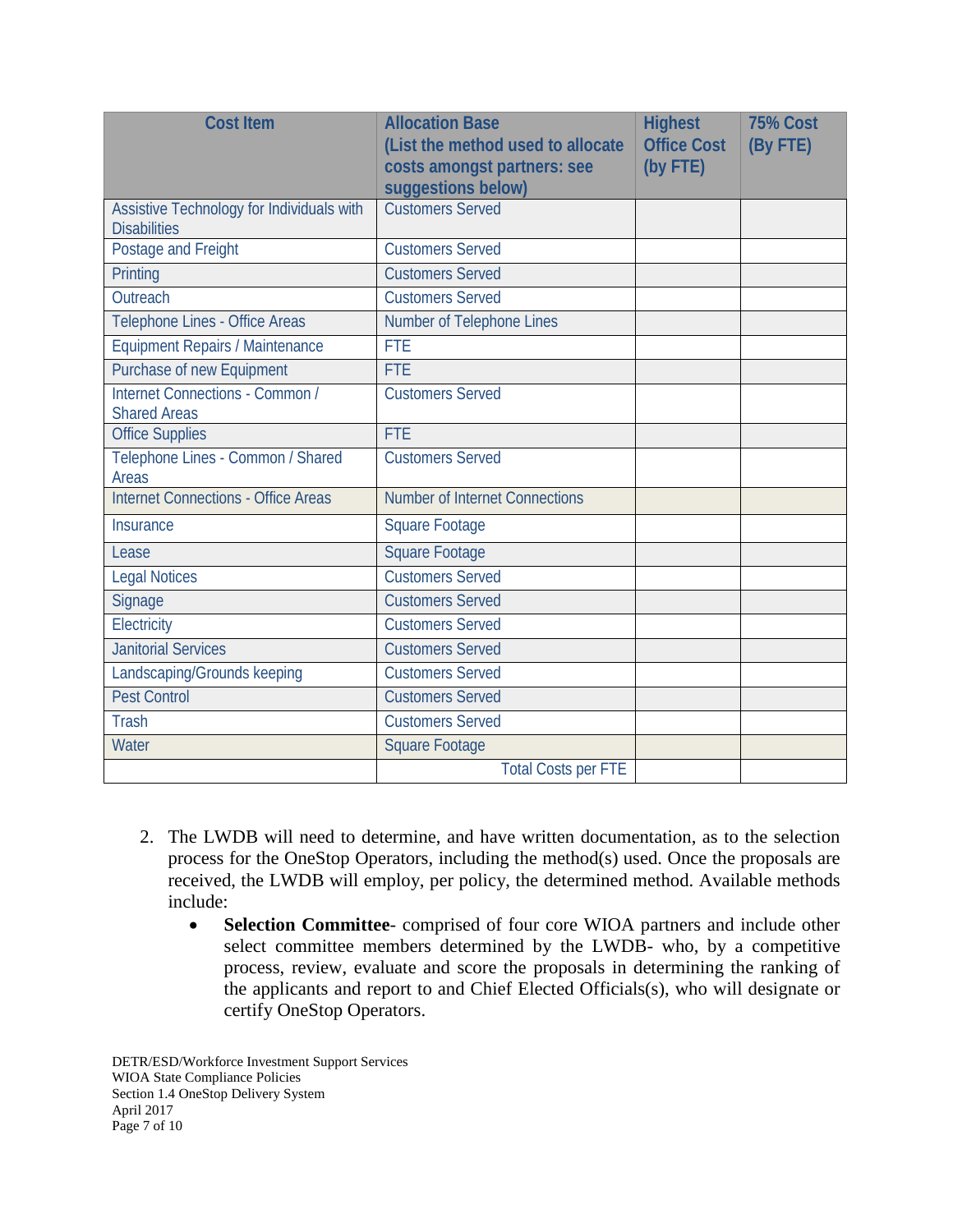| Cost Item | Allocation Base (List the method used to allocate costs amongst partners: see suggestions below) | Highest Office Cost (by FTE) | 75% Cost (By FTE) |
|---|---|---|---|
| Assistive Technology for Individuals with Disabilities | Customers Served | | |
| Postage and Freight | Customers Served | | |
| Printing | Customers Served | | |
| Outreach | Customers Served | | |
| Telephone Lines - Office Areas | Number of Telephone Lines | | |
| Equipment Repairs / Maintenance | FTE | | |
| Purchase of new Equipment | FTE | | |
| Internet Connections - Common / Shared Areas | Customers Served | | |
| Office Supplies | FTE | | |
| Telephone Lines - Common / Shared Areas | Customers Served | | |
| Internet Connections - Office Areas | Number of Internet Connections | | |
| Insurance | Square Footage | | |
| Lease | Square Footage | | |
| Legal Notices | Customers Served | | |
| Signage | Customers Served | | |
| Electricity | Customers Served | | |
| Janitorial Services | Customers Served | | |
| Landscaping/Grounds keeping | Customers Served | | |
| Pest Control | Customers Served | | |
| Trash | Customers Served | | |
| Water | Square Footage | | |
| | Total Costs per FTE | | |

2. The LWDB will need to determine, and have written documentation, as to the selection process for the OneStop Operators, including the method(s) used. Once the proposals are received, the LWDB will employ, per policy, the determined method. Available methods include:
   - **Selection Committee**- comprised of four core WIOA partners and include other select committee members determined by the LWDB- who, by a competitive process, review, evaluate and score the proposals in determining the ranking of the applicants and report to and Chief Elected Officials(s), who will designate or certify OneStop Operators.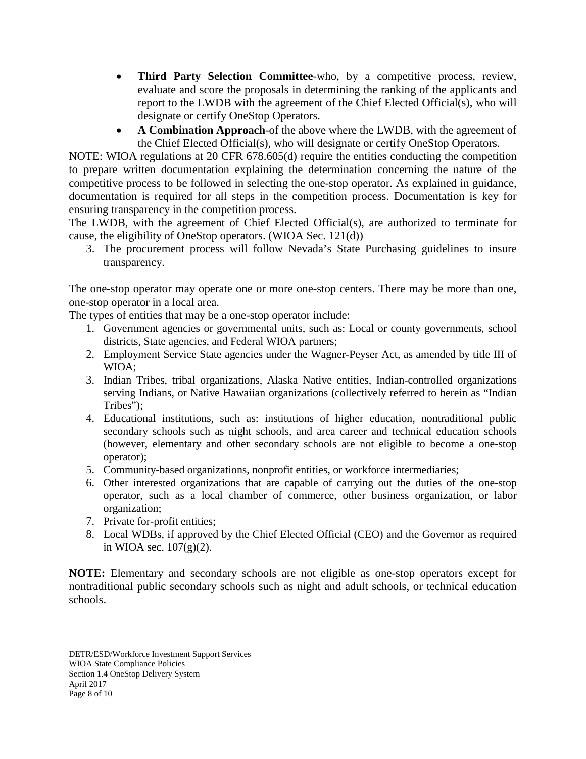- **Third Party Selection Committee**-who, by a competitive process, review, evaluate and score the proposals in determining the ranking of the applicants and report to the LWDB with the agreement of the Chief Elected Official(s), who will designate or certify OneStop Operators.
- **A Combination Approach**-of the above where the LWDB, with the agreement of the Chief Elected Official(s), who will designate or certify OneStop Operators.

NOTE: WIOA regulations at 20 CFR 678.605(d) require the entities conducting the competition to prepare written documentation explaining the determination concerning the nature of the competitive process to be followed in selecting the one-stop operator. As explained in guidance, documentation is required for all steps in the competition process. Documentation is key for ensuring transparency in the competition process.

The LWDB, with the agreement of Chief Elected Official(s), are authorized to terminate for cause, the eligibility of OneStop operators. (WIOA Sec. 121(d))

3. The procurement process will follow Nevada's State Purchasing guidelines to insure transparency.

The one-stop operator may operate one or more one-stop centers. There may be more than one, one-stop operator in a local area.

The types of entities that may be a one-stop operator include:

1. Government agencies or governmental units, such as: Local or county governments, school districts, State agencies, and Federal WIOA partners;
2. Employment Service State agencies under the Wagner-Peyser Act, as amended by title III of WIOA;
3. Indian Tribes, tribal organizations, Alaska Native entities, Indian-controlled organizations serving Indians, or Native Hawaiian organizations (collectively referred to herein as "Indian Tribes");
4. Educational institutions, such as: institutions of higher education, nontraditional public secondary schools such as night schools, and area career and technical education schools (however, elementary and other secondary schools are not eligible to become a one-stop operator);
5. Community-based organizations, nonprofit entities, or workforce intermediaries;
6. Other interested organizations that are capable of carrying out the duties of the one-stop operator, such as a local chamber of commerce, other business organization, or labor organization;
7. Private for-profit entities;
8. Local WDBs, if approved by the Chief Elected Official (CEO) and the Governor as required in WIOA sec. 107(g)(2).

**NOTE:** Elementary and secondary schools are not eligible as one-stop operators except for nontraditional public secondary schools such as night and adult schools, or technical education schools.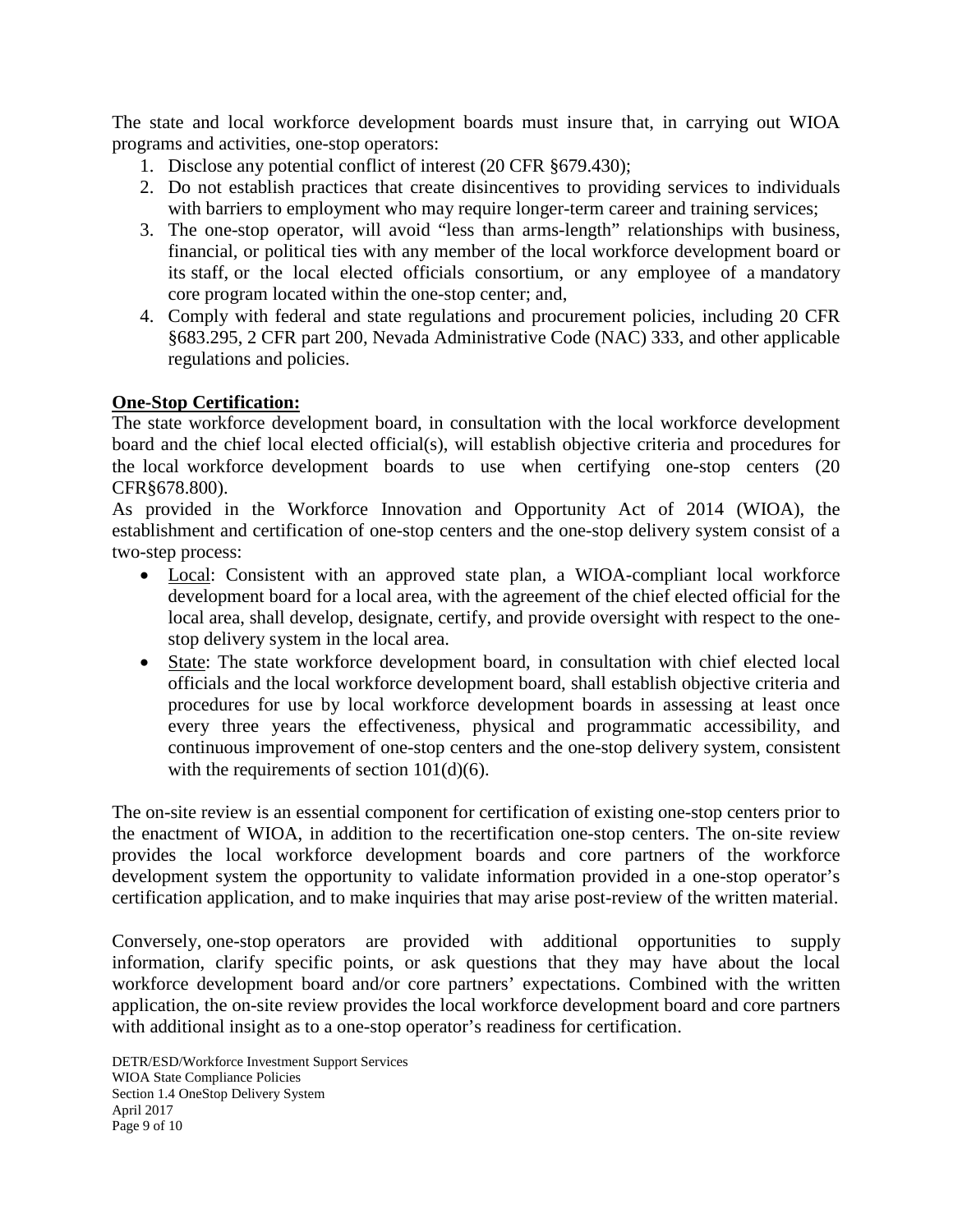The state and local workforce development boards must insure that, in carrying out WIOA programs and activities, one-stop operators:

1. Disclose any potential conflict of interest (20 CFR §679.430);
2. Do not establish practices that create disincentives to providing services to individuals with barriers to employment who may require longer-term career and training services;
3. The one-stop operator, will avoid "less than arms-length" relationships with business, financial, or political ties with any member of the local workforce development board or its staff, or the local elected officials consortium, or any employee of a mandatory core program located within the one-stop center; and,
4. Comply with federal and state regulations and procurement policies, including 20 CFR §683.295, 2 CFR part 200, Nevada Administrative Code (NAC) 333, and other applicable regulations and policies.

**One-Stop Certification:**

The state workforce development board, in consultation with the local workforce development board and the chief local elected official(s), will establish objective criteria and procedures for the local workforce development boards to use when certifying one-stop centers (20 CFR§678.800).

As provided in the Workforce Innovation and Opportunity Act of 2014 (WIOA), the establishment and certification of one-stop centers and the one-stop delivery system consist of a two-step process:

- Local: Consistent with an approved state plan, a WIOA-compliant local workforce development board for a local area, with the agreement of the chief elected official for the local area, shall develop, designate, certify, and provide oversight with respect to the one-stop delivery system in the local area.
- State: The state workforce development board, in consultation with chief elected local officials and the local workforce development board, shall establish objective criteria and procedures for use by local workforce development boards in assessing at least once every three years the effectiveness, physical and programmatic accessibility, and continuous improvement of one-stop centers and the one-stop delivery system, consistent with the requirements of section 101(d)(6).

The on-site review is an essential component for certification of existing one-stop centers prior to the enactment of WIOA, in addition to the recertification one-stop centers. The on-site review provides the local workforce development boards and core partners of the workforce development system the opportunity to validate information provided in a one-stop operator's certification application, and to make inquiries that may arise post-review of the written material.

Conversely, one-stop operators are provided with additional opportunities to supply information, clarify specific points, or ask questions that they may have about the local workforce development board and/or core partners' expectations. Combined with the written application, the on-site review provides the local workforce development board and core partners with additional insight as to a one-stop operator's readiness for certification.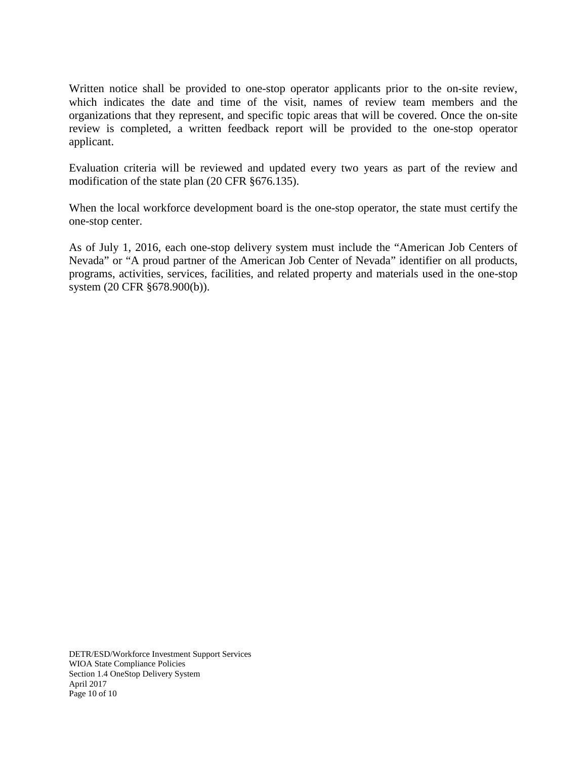Written notice shall be provided to one-stop operator applicants prior to the on-site review, which indicates the date and time of the visit, names of review team members and the organizations that they represent, and specific topic areas that will be covered. Once the on-site review is completed, a written feedback report will be provided to the one-stop operator applicant.

Evaluation criteria will be reviewed and updated every two years as part of the review and modification of the state plan (20 CFR §676.135).

When the local workforce development board is the one-stop operator, the state must certify the one-stop center.

As of July 1, 2016, each one-stop delivery system must include the "American Job Centers of Nevada" or "A proud partner of the American Job Center of Nevada" identifier on all products, programs, activities, services, facilities, and related property and materials used in the one-stop system (20 CFR §678.900(b)).